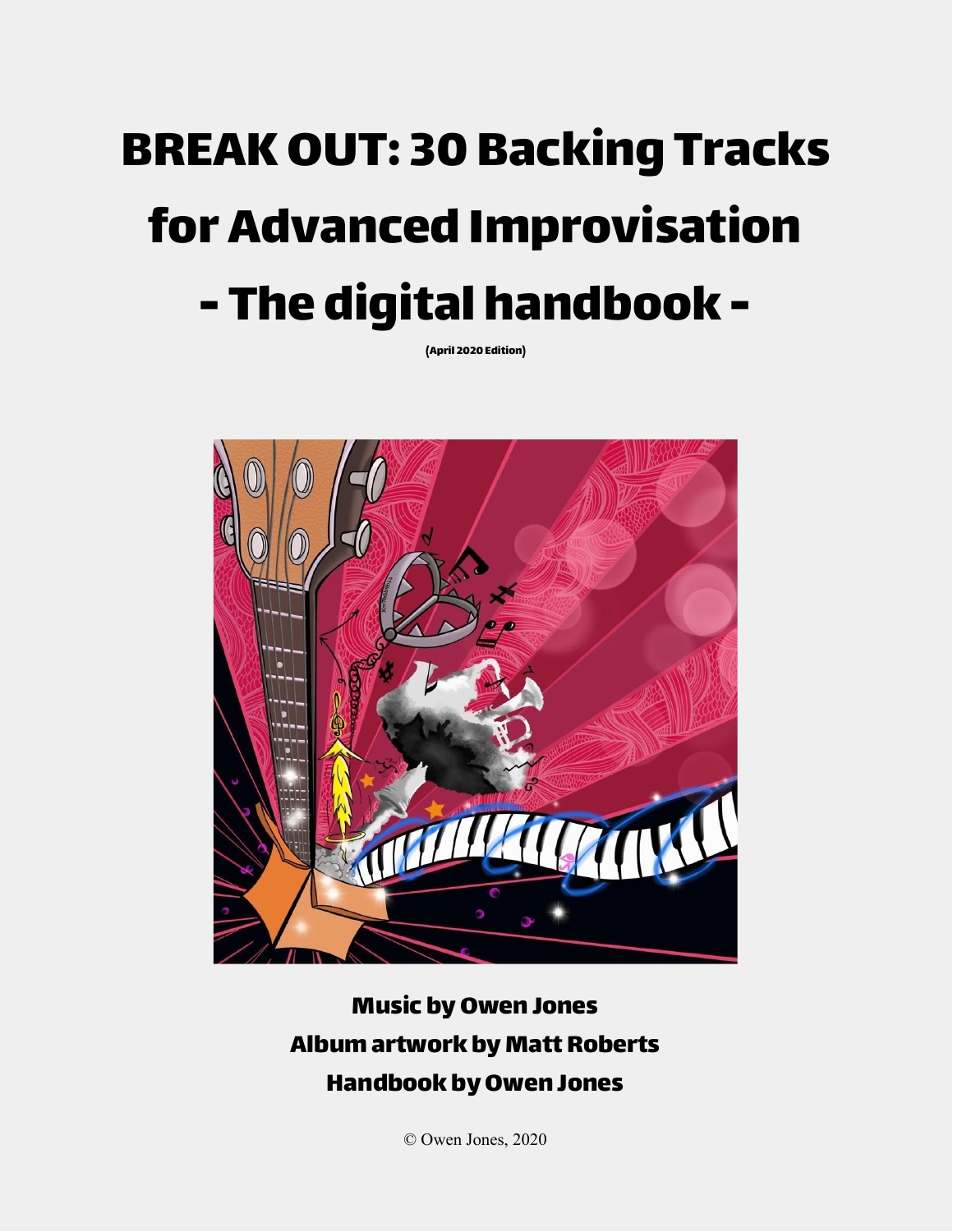# BREAK OUT: 30 Backing Tracks for Advanced Improvisation

# - The digital handbook -

**(April 2020 Edition)**

**Music by Owen Jones**
**Album artwork by Matt Roberts**
**Handbook by Owen Jones**

© Owen Jones, 2020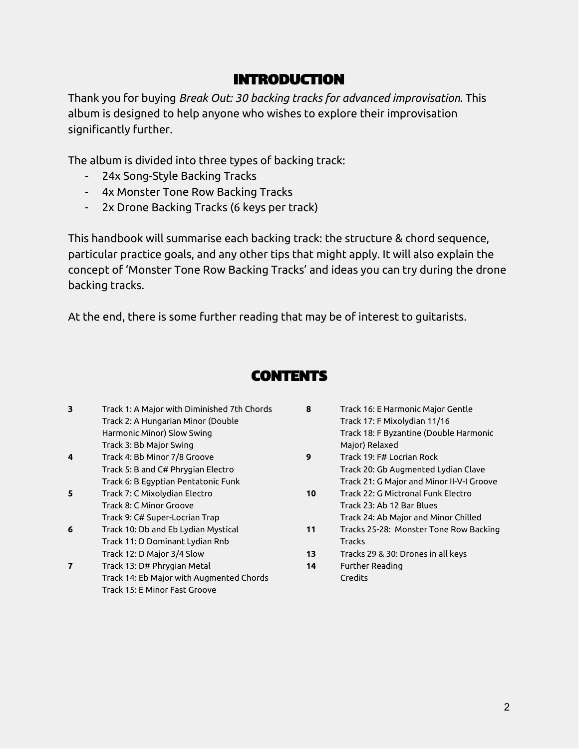# INTRODUCTION

Thank you for buying *Break Out: 30 backing tracks for advanced improvisation*. This album is designed to help anyone who wishes to explore their improvisation significantly further.

The album is divided into three types of backing track:

- 24x Song-Style Backing Tracks
- 4x Monster Tone Row Backing Tracks
- 2x Drone Backing Tracks (6 keys per track)

This handbook will summarise each backing track: the structure & chord sequence, particular practice goals, and any other tips that might apply. It will also explain the concept of 'Monster Tone Row Backing Tracks' and ideas you can try during the drone backing tracks.

At the end, there is some further reading that may be of interest to guitarists.

# CONTENTS

| Page | Contents |
|---|---|
| **3** | Track 1: A Major with Diminished 7th Chords<br>Track 2: A Hungarian Minor (Double Harmonic Minor) Slow Swing<br>Track 3: Bb Major Swing |
| **4** | Track 4: Bb Minor 7/8 Groove<br>Track 5: B and C# Phrygian Electro<br>Track 6: B Egyptian Pentatonic Funk |
| **5** | Track 7: C Mixolydian Electro<br>Track 8: C Minor Groove<br>Track 9: C# Super-Locrian Trap |
| **6** | Track 10: Db and Eb Lydian Mystical<br>Track 11: D Dominant Lydian Rnb<br>Track 12: D Major 3/4 Slow |
| **7** | Track 13: D# Phrygian Metal<br>Track 14: Eb Major with Augmented Chords<br>Track 15: E Minor Fast Groove |
| **8** | Track 16: E Harmonic Major Gentle<br>Track 17: F Mixolydian 11/16<br>Track 18: F Byzantine (Double Harmonic Major) Relaxed |
| **9** | Track 19: F# Locrian Rock<br>Track 20: Gb Augmented Lydian Clave<br>Track 21: G Major and Minor II-V-I Groove |
| **10** | Track 22: G Mictronal Funk Electro<br>Track 23: Ab 12 Bar Blues<br>Track 24: Ab Major and Minor Chilled |
| **11** | Tracks 25-28: Monster Tone Row Backing Tracks |
| **13** | Tracks 29 & 30: Drones in all keys |
| **14** | Further Reading<br>Credits |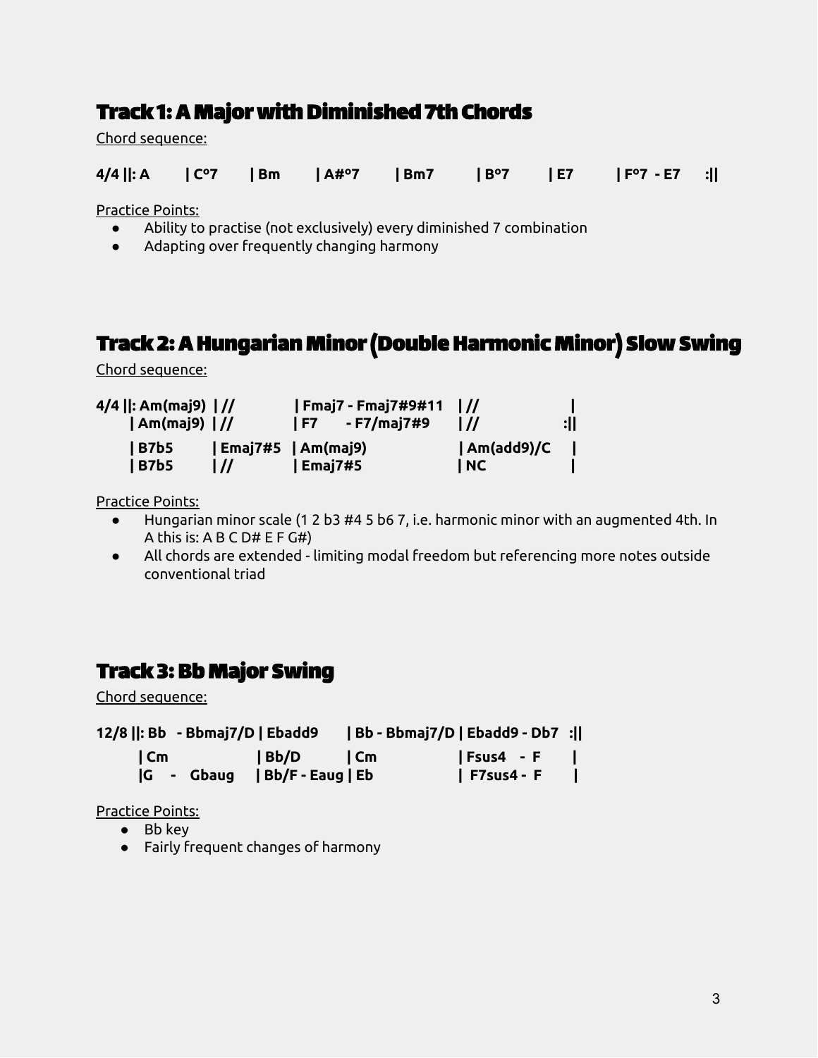## Track 1: A Major with Diminished 7th Chords

Chord sequence:

**4/4 ||: A | C°7 | Bm | A#°7 | Bm7 | B°7 | E7 | F°7 - E7 :||**

Practice Points:

- Ability to practise (not exclusively) every diminished 7 combination
- Adapting over frequently changing harmony

## Track 2: A Hungarian Minor (Double Harmonic Minor) Slow Swing

Chord sequence:

**4/4 ||: Am(maj9) | // | Fmaj7 - Fmaj7#9#11 | // |**
**| Am(maj9) | // | F7 - F7/maj7#9 | // :||**

**| B7b5 | Emaj7#5 | Am(maj9) | Am(add9)/C |**
**| B7b5 | // | Emaj7#5 | NC |**

Practice Points:

- Hungarian minor scale (1 2 b3 #4 5 b6 7, i.e. harmonic minor with an augmented 4th. In A this is: A B C D# E F G#)
- All chords are extended - limiting modal freedom but referencing more notes outside conventional triad

## Track 3: Bb Major Swing

Chord sequence:

**12/8 ||: Bb - Bbmaj7/D | Ebadd9 | Bb - Bbmaj7/D | Ebadd9 - Db7 :||**

**| Cm | Bb/D | Cm | Fsus4 - F |**
**| G - Gbaug | Bb/F - Eaug | Eb | F7sus4 - F |**

Practice Points:

- Bb key
- Fairly frequent changes of harmony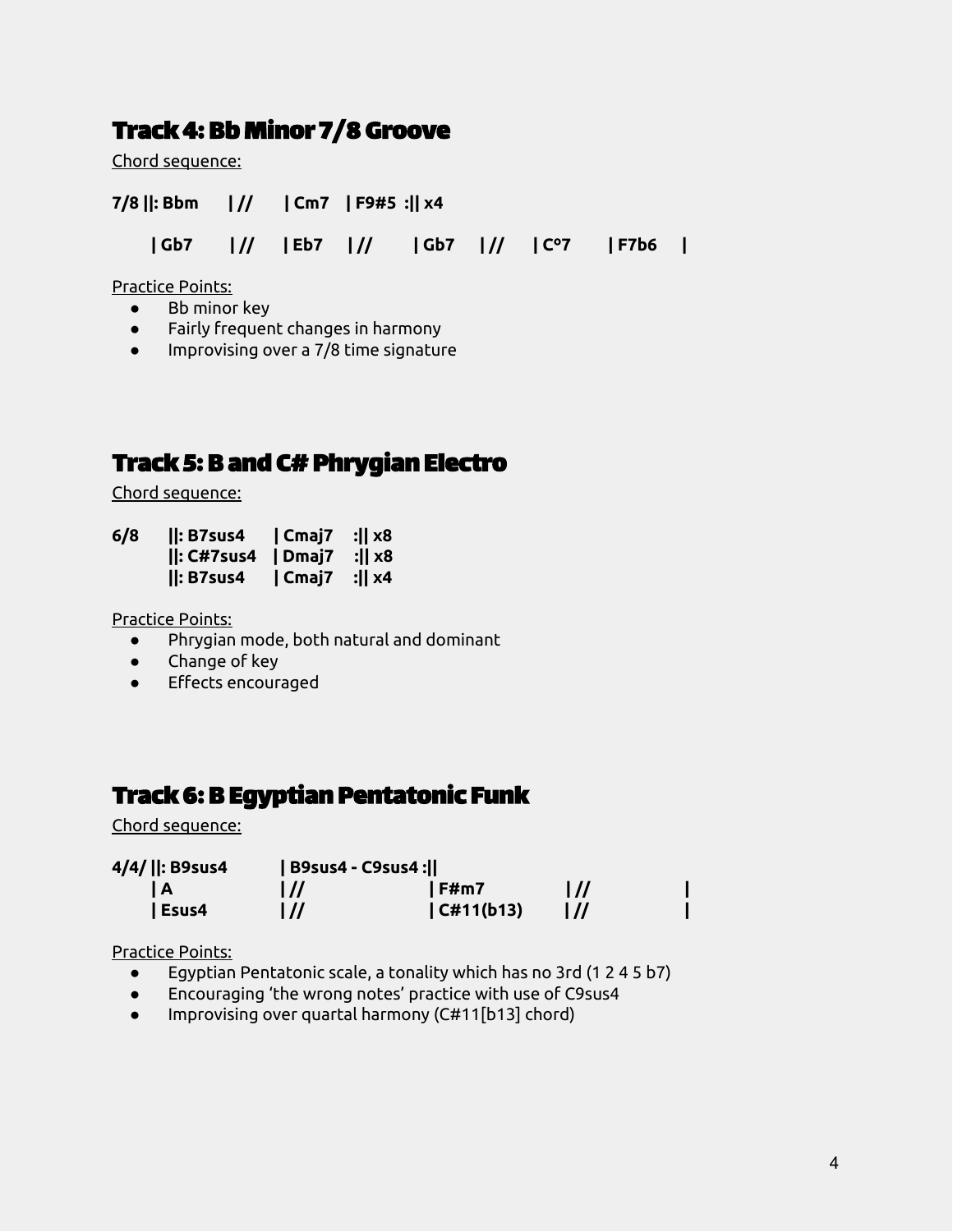## Track 4: Bb Minor 7/8 Groove

<u>Chord sequence:</u>

**7/8 ||: Bbm | // | Cm7 | F9#5 :|| x4**

**| Gb7 | // | Eb7 | // | Gb7 | // | C°7 | F7b6 |**

<u>Practice Points:</u>

- Bb minor key
- Fairly frequent changes in harmony
- Improvising over a 7/8 time signature

## Track 5: B and C# Phrygian Electro

<u>Chord sequence:</u>

**6/8 ||: B7sus4 | Cmaj7 :|| x8**
**||: C#7sus4 | Dmaj7 :|| x8**
**||: B7sus4 | Cmaj7 :|| x4**

<u>Practice Points:</u>

- Phrygian mode, both natural and dominant
- Change of key
- Effects encouraged

## Track 6: B Egyptian Pentatonic Funk

<u>Chord sequence:</u>

**4/4/ ||: B9sus4 | B9sus4 - C9sus4 :||**
**| A | // | F#m7 | // |**
**| Esus4 | // | C#11(b13) | // |**

<u>Practice Points:</u>

- Egyptian Pentatonic scale, a tonality which has no 3rd (1 2 4 5 b7)
- Encouraging 'the wrong notes' practice with use of C9sus4
- Improvising over quartal harmony (C#11[b13] chord)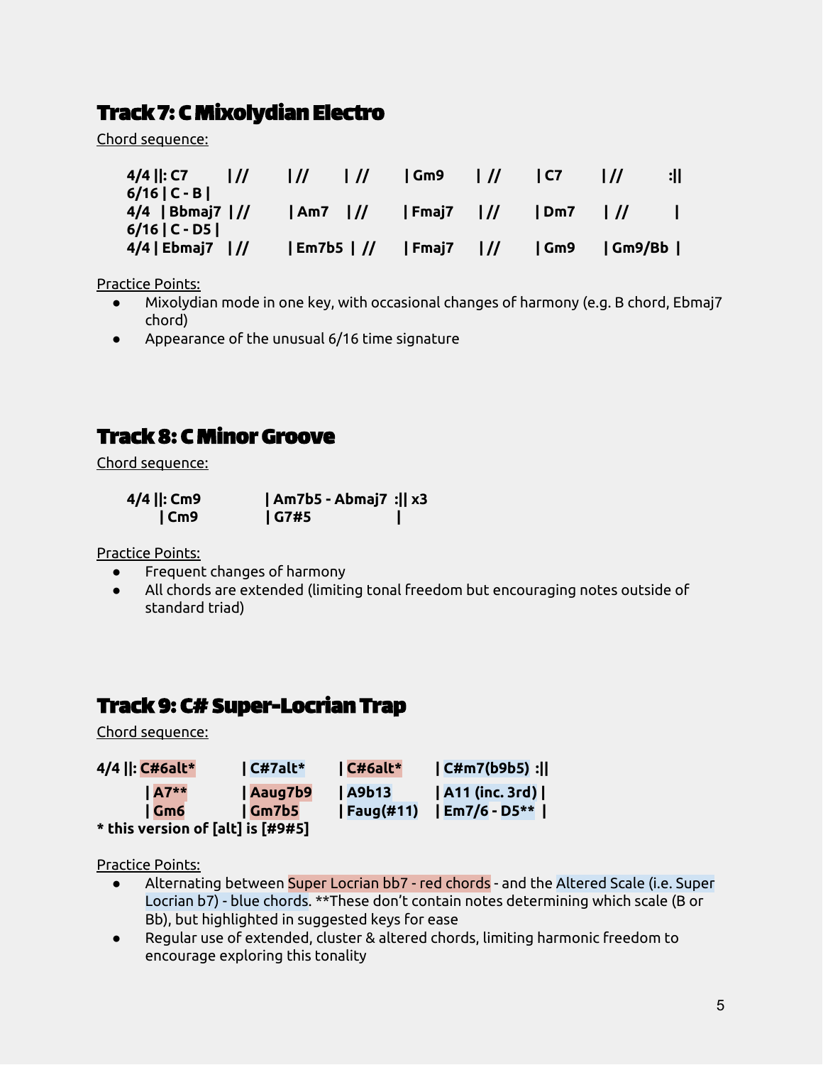## Track 7: C Mixolydian Electro

Chord sequence:

**4/4 ||: C7 | // | // | // | Gm9 | // | C7 | // :||**
**6/16 | C - B |**
**4/4 | Bbmaj7 | // | Am7 | // | Fmaj7 | // | Dm7 | // |**
**6/16 | C - D5 |**
**4/4 | Ebmaj7 | // | Em7b5 | // | Fmaj7 | // | Gm9 | Gm9/Bb |**

Practice Points:

- Mixolydian mode in one key, with occasional changes of harmony (e.g. B chord, Ebmaj7 chord)
- Appearance of the unusual 6/16 time signature

## Track 8: C Minor Groove

Chord sequence:

**4/4 ||: Cm9 | Am7b5 - Abmaj7 :|| x3**
**| Cm9 | G7#5 |**

Practice Points:

- Frequent changes of harmony
- All chords are extended (limiting tonal freedom but encouraging notes outside of standard triad)

## Track 9: C# Super-Locrian Trap

Chord sequence:

**4/4 ||: C#6alt* | C#7alt* | C#6alt* | C#m7(b9b5) :||**
**| A7** | Aaug7b9 | A9b13 | A11 (inc. 3rd) |**
**| Gm6 | Gm7b5 | Faug(#11) | Em7/6 - D5** |**
*** this version of [alt] is [#9#5]**

Practice Points:

- Alternating between Super Locrian bb7 - red chords - and the Altered Scale (i.e. Super Locrian b7) - blue chords. **These don't contain notes determining which scale (B or Bb), but highlighted in suggested keys for ease
- Regular use of extended, cluster & altered chords, limiting harmonic freedom to encourage exploring this tonality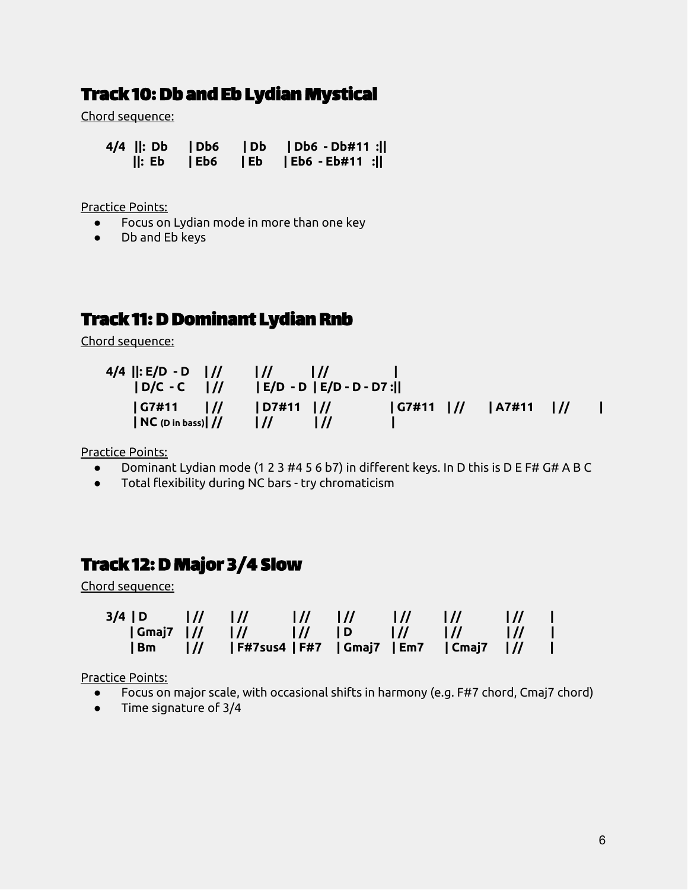## Track 10: Db and Eb Lydian Mystical

Chord sequence:

```
4/4  ||:  Db    | Db6    | Db    | Db6  - Db#11  :||
     ||:  Eb    | Eb6    | Eb    | Eb6  - Eb#11  :||
```

Practice Points:

- Focus on Lydian mode in more than one key
- Db and Eb keys

## Track 11: D Dominant Lydian Rnb

Chord sequence:

```
4/4  ||: E/D  - D   | //    | //    | //              |
     | D/C  - C     | //    | E/D  - D | E/D - D - D7 :||
     | G7#11        | //    | D7#11  | //    | G7#11  | //    | A7#11   | //   |
     | NC (D in bass)| //   | //     | //               |
```

Practice Points:

- Dominant Lydian mode (1 2 3 #4 5 6 b7) in different keys. In D this is D E F# G# A B C
- Total flexibility during NC bars - try chromaticism

## Track 12: D Major 3/4 Slow

Chord sequence:

```
3/4  | D      | //   | //       | //    | //     | //     | //      | //    |
     | Gmaj7  | //   | //       | //    | D      | //     | //      | //    |
     | Bm     | //   | F#7sus4  | F#7   | Gmaj7  | Em7    | Cmaj7   | //    |
```

Practice Points:

- Focus on major scale, with occasional shifts in harmony (e.g. F#7 chord, Cmaj7 chord)
- Time signature of 3/4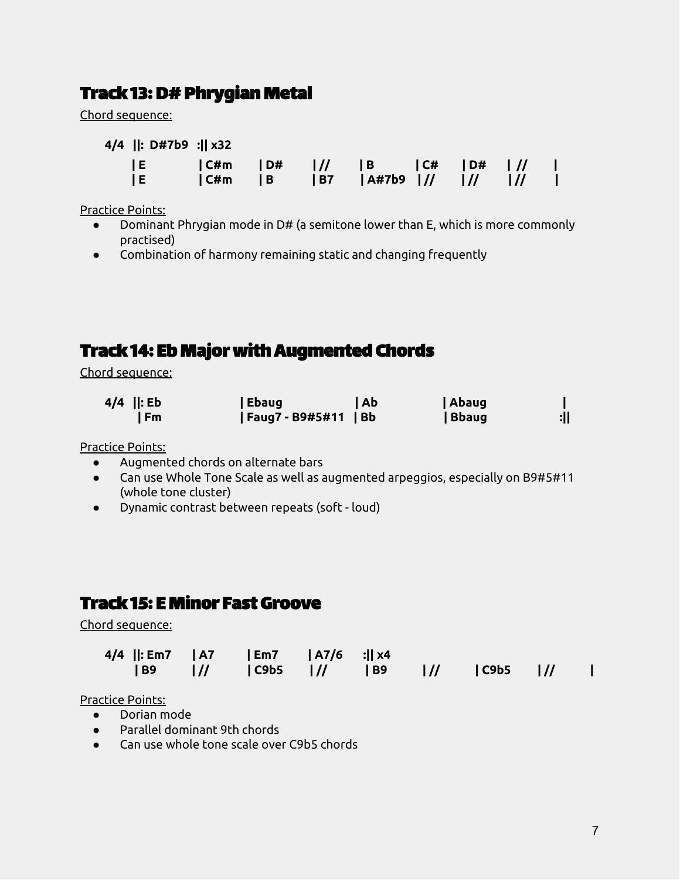## Track 13: D# Phrygian Metal

Chord sequence:

```
4/4  ||:  D#7b9  :|| x32
     | E       | C#m    | D#    | //    | B       | C#    | D#    | //    |
     | E       | C#m    | B     | B7    | A#7b9   | //    | //    | //    |
```

Practice Points:

- Dominant Phrygian mode in D# (a semitone lower than E, which is more commonly practised)
- Combination of harmony remaining static and changing frequently

## Track 14: Eb Major with Augmented Chords

Chord sequence:

```
4/4  ||: Eb          | Ebaug              | Ab        | Abaug       |
       | Fm          | Faug7 - B9#5#11    | Bb        | Bbaug       :||
```

Practice Points:

- Augmented chords on alternate bars
- Can use Whole Tone Scale as well as augmented arpeggios, especially on B9#5#11 (whole tone cluster)
- Dynamic contrast between repeats (soft - loud)

## Track 15: E Minor Fast Groove

Chord sequence:

```
4/4  ||: Em7    | A7    | Em7    | A7/6   :|| x4
       | B9     | //    | C9b5   | //     | B9    | //    | C9b5    | //    |
```

Practice Points:

- Dorian mode
- Parallel dominant 9th chords
- Can use whole tone scale over C9b5 chords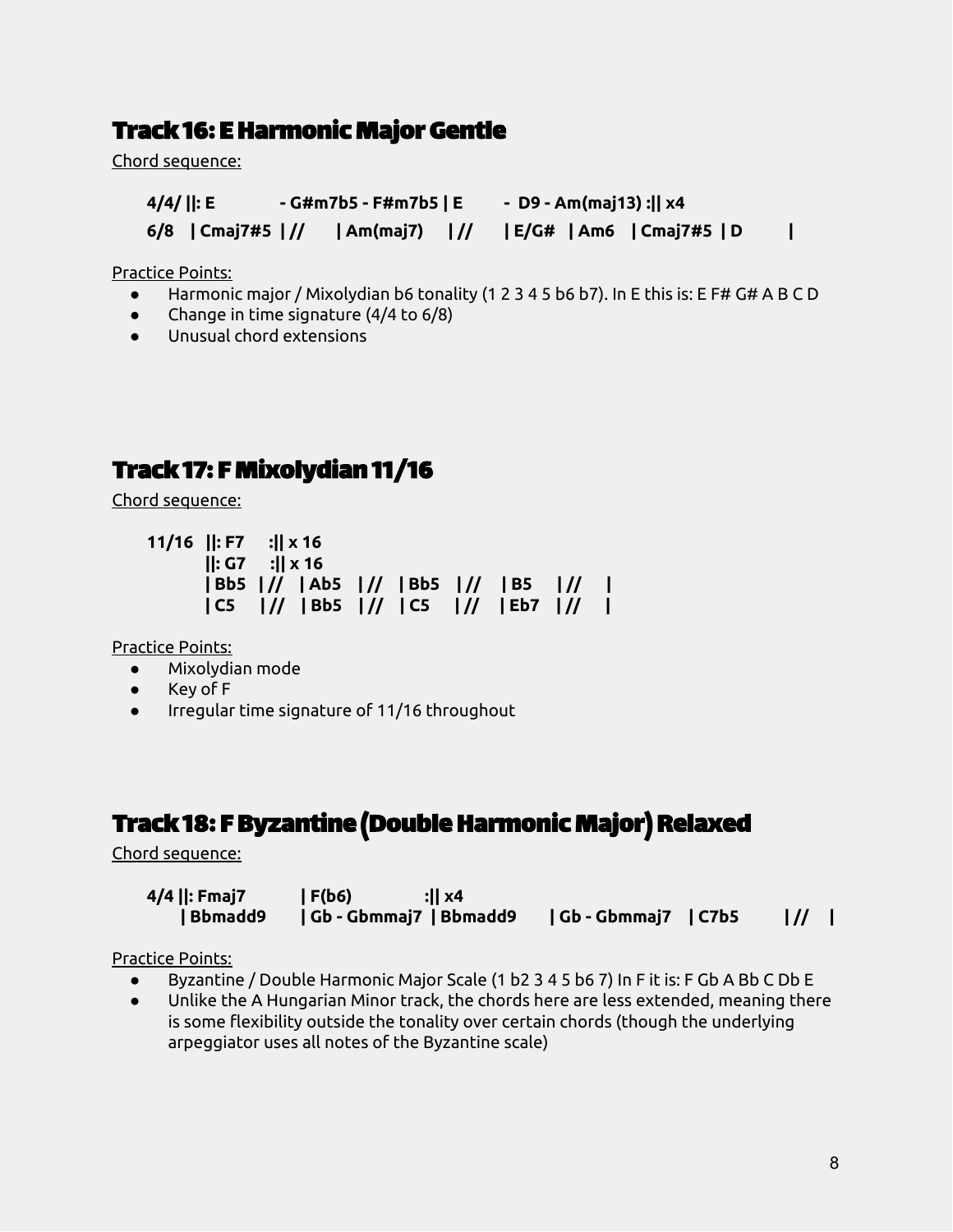## Track 16: E Harmonic Major Gentle

Chord sequence:

```
4/4/ ||: E          - G#m7b5 - F#m7b5 | E       -  D9 - Am(maj13) :|| x4
6/8   | Cmaj7#5  | //     | Am(maj7)    | //     | E/G#   | Am6   | Cmaj7#5  | D        |
```

Practice Points:

- Harmonic major / Mixolydian b6 tonality (1 2 3 4 5 b6 b7). In E this is: E F# G# A B C D
- Change in time signature (4/4 to 6/8)
- Unusual chord extensions

## Track 17: F Mixolydian 11/16

Chord sequence:

```
11/16  ||: F7    :|| x 16
       ||: G7    :|| x 16
       | Bb5  | //   | Ab5   | //   | Bb5   | //    | B5     | //    |
       | C5    | //   | Bb5   | //   | C5     | //    | Eb7   | //    |
```

Practice Points:

- Mixolydian mode
- Key of F
- Irregular time signature of 11/16 throughout

## Track 18: F Byzantine (Double Harmonic Major) Relaxed

Chord sequence:

```
4/4 ||: Fmaj7          | F(b6)           :|| x4
      | Bbmadd9       | Gb - Gbmmaj7  | Bbmadd9      | Gb - Gbmmaj7   | C7b5        | //   |
```

Practice Points:

- Byzantine / Double Harmonic Major Scale (1 b2 3 4 5 b6 7) In F it is: F Gb A Bb C Db E
- Unlike the A Hungarian Minor track, the chords here are less extended, meaning there is some flexibility outside the tonality over certain chords (though the underlying arpeggiator uses all notes of the Byzantine scale)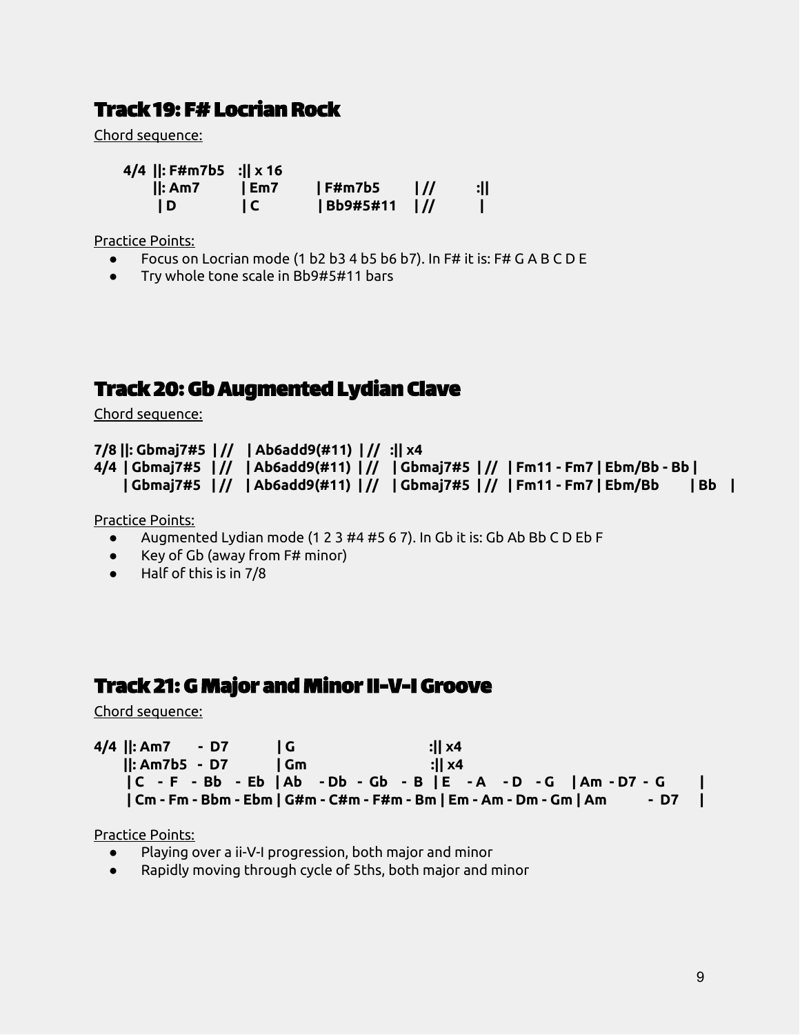## Track 19: F# Locrian Rock

Chord sequence:

```
4/4 ||: F#m7b5   :|| x 16
    ||: Am7      | Em7      | F#m7b5     | //     :||
     | D         | C        | Bb9#5#11   | //      |
```

Practice Points:

- Focus on Locrian mode (1 b2 b3 4 b5 b6 b7). In F# it is: F# G A B C D E
- Try whole tone scale in Bb9#5#11 bars

## Track 20: Gb Augmented Lydian Clave

Chord sequence:

```
7/8 ||: Gbmaj7#5  | //   | Ab6add9(#11)  | //  :|| x4
4/4  | Gbmaj7#5  | //   | Ab6add9(#11)  | //   | Gbmaj7#5  | //  | Fm11 - Fm7 | Ebm/Bb - Bb |
     | Gbmaj7#5  | //   | Ab6add9(#11)  | //   | Gbmaj7#5  | //  | Fm11 - Fm7 | Ebm/Bb      | Bb   |
```

Practice Points:

- Augmented Lydian mode (1 2 3 #4 #5 6 7). In Gb it is: Gb Ab Bb C D Eb F
- Key of Gb (away from F# minor)
- Half of this is in 7/8

## Track 21: G Major and Minor II-V-I Groove

Chord sequence:

```
4/4 ||: Am7    -  D7       | G                           :|| x4
    ||: Am7b5  -  D7       | Gm                          :|| x4
     | C  - F  - Bb  - Eb  | Ab  - Db  - Gb  - B  | E  - A  - D  - G  | Am - D7 - G     |
     | Cm - Fm - Bbm - Ebm | G#m - C#m - F#m - Bm | Em - Am - Dm - Gm | Am       - D7   |
```

Practice Points:

- Playing over a ii-V-I progression, both major and minor
- Rapidly moving through cycle of 5ths, both major and minor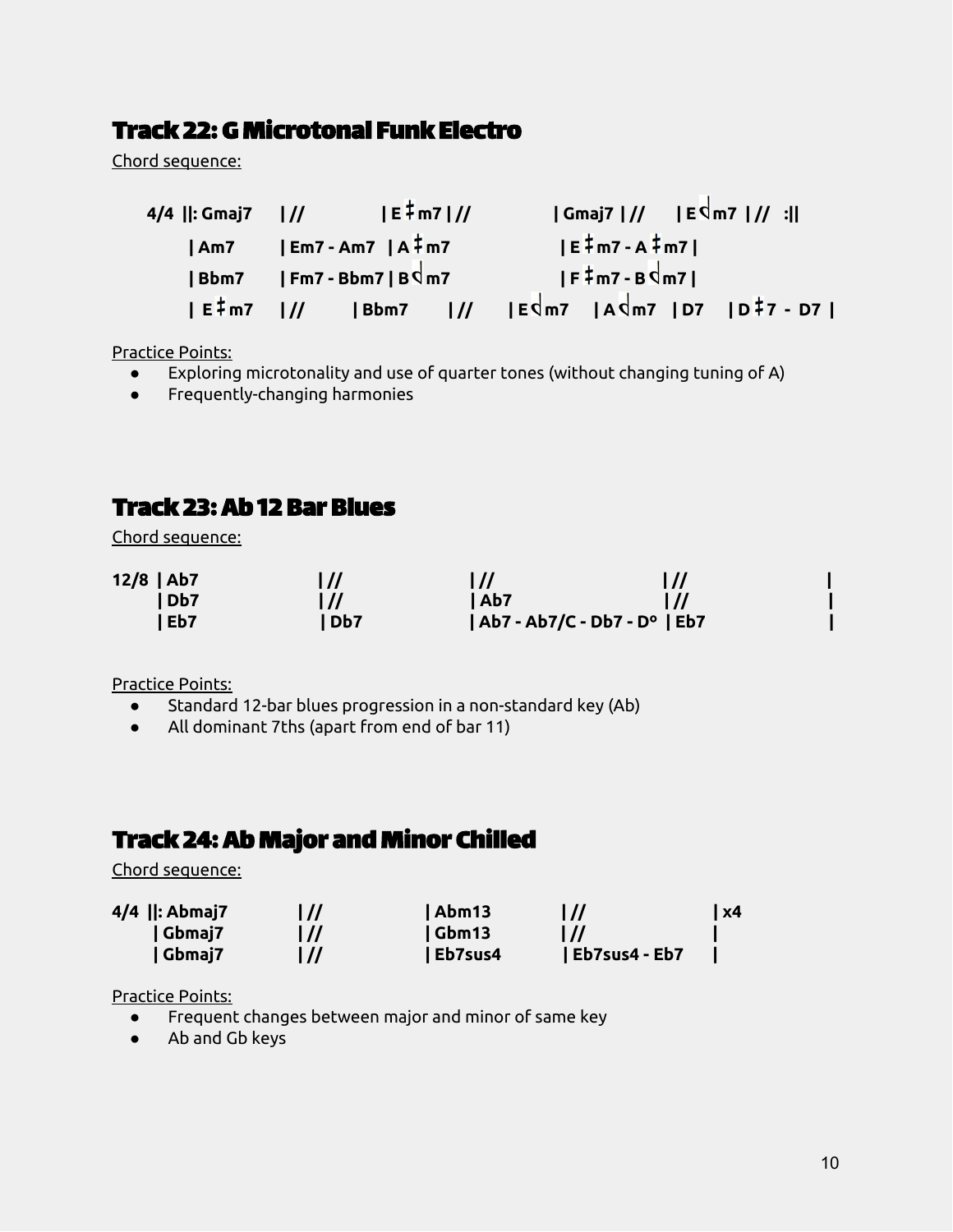## Track 22: G Microtonal Funk Electro

Chord sequence:

```
4/4 ||: Gmaj7    | //        | E‡m7 | //         | Gmaj7 | //    | Ed m7 | //  :||
       | Am7      | Em7 - Am7  | A‡m7           | E‡m7 - A‡m7 |
       | Bbm7     | Fm7 - Bbm7 | Bd m7          | F‡m7 - Bd m7 |
       | E‡m7     | //     | Bbm7     | //    | Ed m7   | Ad m7  | D7    | D‡7 - D7 |
```

Practice Points:

- Exploring microtonality and use of quarter tones (without changing tuning of A)
- Frequently-changing harmonies

## Track 23: Ab 12 Bar Blues

Chord sequence:

```
12/8 | Ab7        | //        | //                        | //        |
     | Db7        | //        | Ab7                       | //        |
     | Eb7        | Db7       | Ab7 - Ab7/C - Db7 - D°    | Eb7       |
```

Practice Points:

- Standard 12-bar blues progression in a non-standard key (Ab)
- All dominant 7ths (apart from end of bar 11)

## Track 24: Ab Major and Minor Chilled

Chord sequence:

```
4/4 ||: Abmaj7    | //        | Abm13     | //             | x4
       | Gbmaj7    | //        | Gbm13     | //             |
       | Gbmaj7    | //        | Eb7sus4   | Eb7sus4 - Eb7  |
```

Practice Points:

- Frequent changes between major and minor of same key
- Ab and Gb keys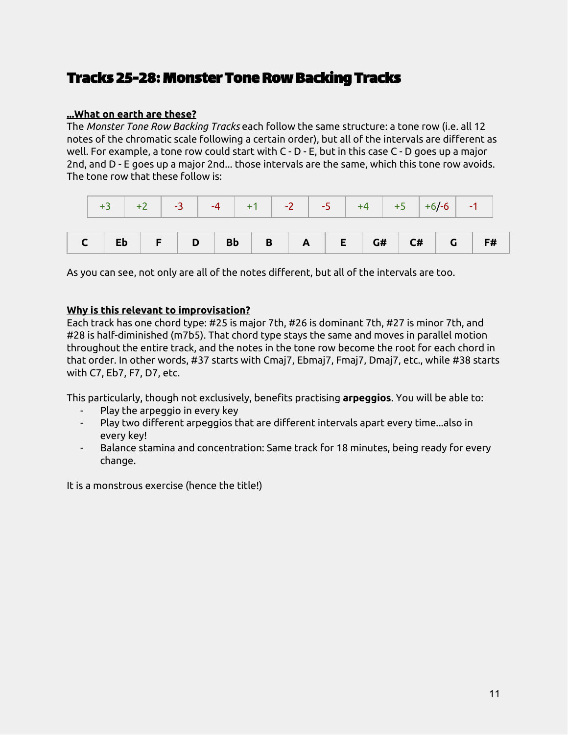# Tracks 25-28: Monster Tone Row Backing Tracks

**...What on earth are these?**

The *Monster Tone Row Backing Tracks* each follow the same structure: a tone row (i.e. all 12 notes of the chromatic scale following a certain order), but all of the intervals are different as well. For example, a tone row could start with C - D - E, but in this case C - D goes up a major 2nd, and D - E goes up a major 2nd... those intervals are the same, which this tone row avoids. The tone row that these follow is:

| +3 | +2 | -3 | -4 | +1 | -2 | -5 | +4 | +5 | +6/-6 | -1 |
|---|---|---|---|---|---|---|---|---|---|---|

| C | Eb | F | D | Bb | B | A | E | G# | C# | G | F# |
|---|---|---|---|---|---|---|---|---|---|---|---|

As you can see, not only are all of the notes different, but all of the intervals are too.

**Why is this relevant to improvisation?**

Each track has one chord type: #25 is major 7th, #26 is dominant 7th, #27 is minor 7th, and #28 is half-diminished (m7b5). That chord type stays the same and moves in parallel motion throughout the entire track, and the notes in the tone row become the root for each chord in that order. In other words, #37 starts with Cmaj7, Ebmaj7, Fmaj7, Dmaj7, etc., while #38 starts with C7, Eb7, F7, D7, etc.

This particularly, though not exclusively, benefits practising **arpeggios**. You will be able to:

- Play the arpeggio in every key
- Play two different arpeggios that are different intervals apart every time...also in every key!
- Balance stamina and concentration: Same track for 18 minutes, being ready for every change.

It is a monstrous exercise (hence the title!)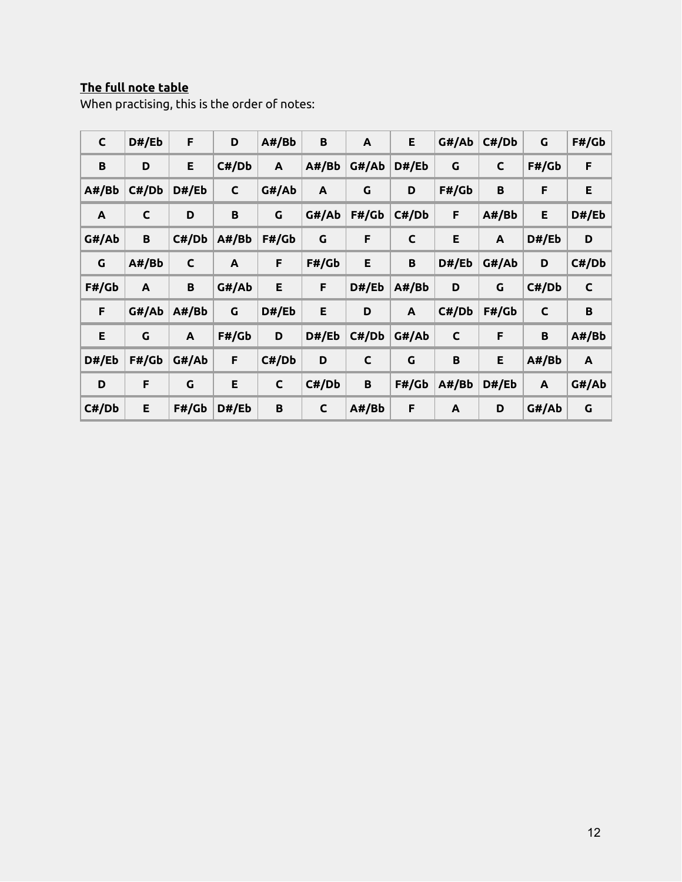**The full note table**

When practising, this is the order of notes:

| C | D#/Eb | F | D | A#/Bb | B | A | E | G#/Ab | C#/Db | G | F#/Gb |
| --- | --- | --- | --- | --- | --- | --- | --- | --- | --- | --- | --- |
| B | D | E | C#/Db | A | A#/Bb | G#/Ab | D#/Eb | G | C | F#/Gb | F |
| A#/Bb | C#/Db | D#/Eb | C | G#/Ab | A | G | D | F#/Gb | B | F | E |
| A | C | D | B | G | G#/Ab | F#/Gb | C#/Db | F | A#/Bb | E | D#/Eb |
| G#/Ab | B | C#/Db | A#/Bb | F#/Gb | G | F | C | E | A | D#/Eb | D |
| G | A#/Bb | C | A | F | F#/Gb | E | B | D#/Eb | G#/Ab | D | C#/Db |
| F#/Gb | A | B | G#/Ab | E | F | D#/Eb | A#/Bb | D | G | C#/Db | C |
| F | G#/Ab | A#/Bb | G | D#/Eb | E | D | A | C#/Db | F#/Gb | C | B |
| E | G | A | F#/Gb | D | D#/Eb | C#/Db | G#/Ab | C | F | B | A#/Bb |
| D#/Eb | F#/Gb | G#/Ab | F | C#/Db | D | C | G | B | E | A#/Bb | A |
| D | F | G | E | C | C#/Db | B | F#/Gb | A#/Bb | D#/Eb | A | G#/Ab |
| C#/Db | E | F#/Gb | D#/Eb | B | C | A#/Bb | F | A | D | G#/Ab | G |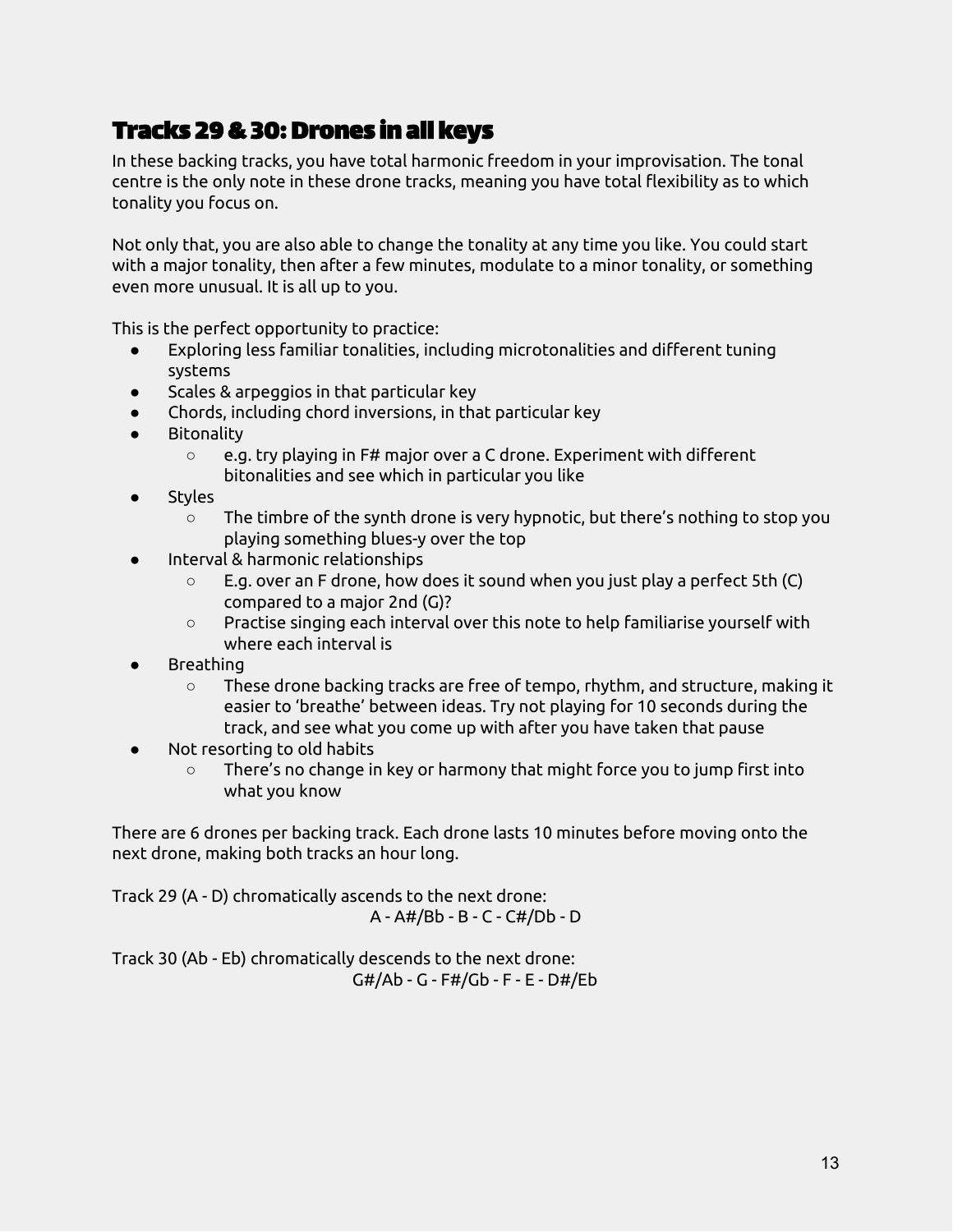## Tracks 29 & 30: Drones in all keys

In these backing tracks, you have total harmonic freedom in your improvisation. The tonal centre is the only note in these drone tracks, meaning you have total flexibility as to which tonality you focus on.

Not only that, you are also able to change the tonality at any time you like. You could start with a major tonality, then after a few minutes, modulate to a minor tonality, or something even more unusual. It is all up to you.

This is the perfect opportunity to practice:

- Exploring less familiar tonalities, including microtonalities and different tuning systems
- Scales & arpeggios in that particular key
- Chords, including chord inversions, in that particular key
- Bitonality
    - e.g. try playing in F# major over a C drone. Experiment with different bitonalities and see which in particular you like
- Styles
    - The timbre of the synth drone is very hypnotic, but there's nothing to stop you playing something blues-y over the top
- Interval & harmonic relationships
    - E.g. over an F drone, how does it sound when you just play a perfect 5th (C) compared to a major 2nd (G)?
    - Practise singing each interval over this note to help familiarise yourself with where each interval is
- Breathing
    - These drone backing tracks are free of tempo, rhythm, and structure, making it easier to 'breathe' between ideas. Try not playing for 10 seconds during the track, and see what you come up with after you have taken that pause
- Not resorting to old habits
    - There's no change in key or harmony that might force you to jump first into what you know

There are 6 drones per backing track. Each drone lasts 10 minutes before moving onto the next drone, making both tracks an hour long.

Track 29 (A - D) chromatically ascends to the next drone:

A - A#/Bb - B - C - C#/Db - D

Track 30 (Ab - Eb) chromatically descends to the next drone:

G#/Ab - G - F#/Gb - F - E - D#/Eb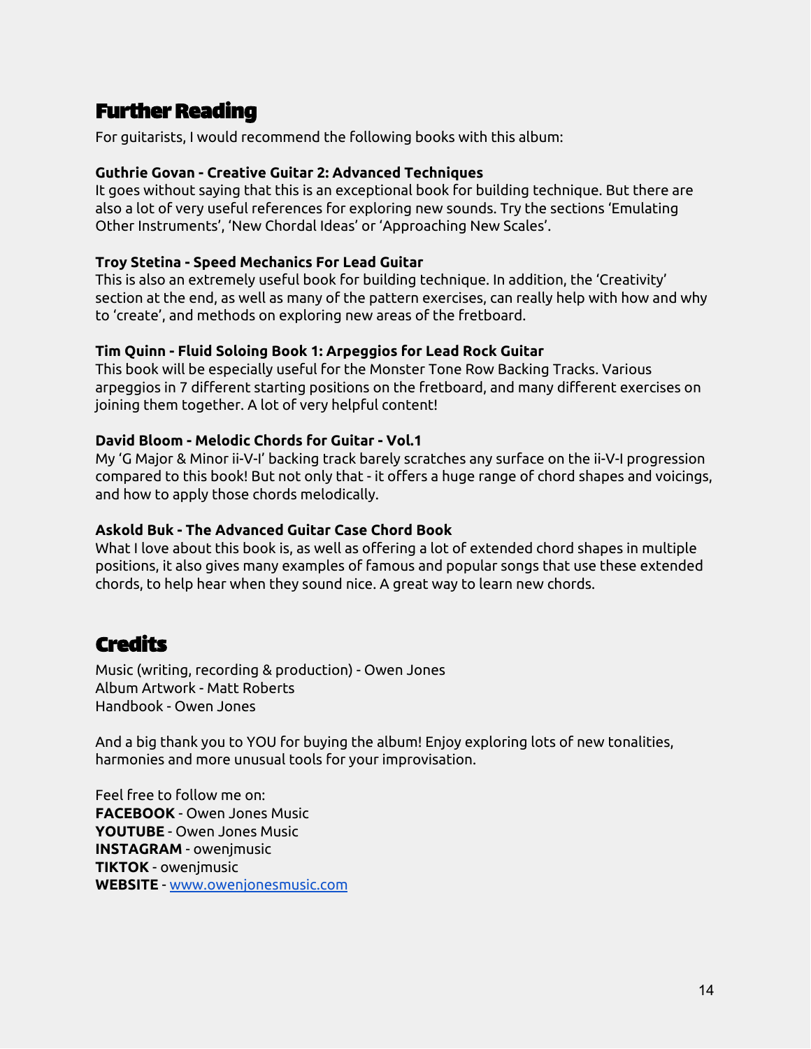## Further Reading

For guitarists, I would recommend the following books with this album:

**Guthrie Govan - Creative Guitar 2: Advanced Techniques**
It goes without saying that this is an exceptional book for building technique. But there are also a lot of very useful references for exploring new sounds. Try the sections 'Emulating Other Instruments', 'New Chordal Ideas' or 'Approaching New Scales'.

**Troy Stetina - Speed Mechanics For Lead Guitar**
This is also an extremely useful book for building technique. In addition, the 'Creativity' section at the end, as well as many of the pattern exercises, can really help with how and why to 'create', and methods on exploring new areas of the fretboard.

**Tim Quinn - Fluid Soloing Book 1: Arpeggios for Lead Rock Guitar**
This book will be especially useful for the Monster Tone Row Backing Tracks. Various arpeggios in 7 different starting positions on the fretboard, and many different exercises on joining them together. A lot of very helpful content!

**David Bloom - Melodic Chords for Guitar - Vol.1**
My 'G Major & Minor ii-V-I' backing track barely scratches any surface on the ii-V-I progression compared to this book! But not only that - it offers a huge range of chord shapes and voicings, and how to apply those chords melodically.

**Askold Buk - The Advanced Guitar Case Chord Book**
What I love about this book is, as well as offering a lot of extended chord shapes in multiple positions, it also gives many examples of famous and popular songs that use these extended chords, to help hear when they sound nice. A great way to learn new chords.

## Credits

Music (writing, recording & production) - Owen Jones
Album Artwork - Matt Roberts
Handbook - Owen Jones

And a big thank you to YOU for buying the album! Enjoy exploring lots of new tonalities, harmonies and more unusual tools for your improvisation.

Feel free to follow me on:
**FACEBOOK** - Owen Jones Music
**YOUTUBE** - Owen Jones Music
**INSTAGRAM** - owenjmusic
**TIKTOK** - owenjmusic
**WEBSITE** - [www.owenjonesmusic.com](http://www.owenjonesmusic.com)